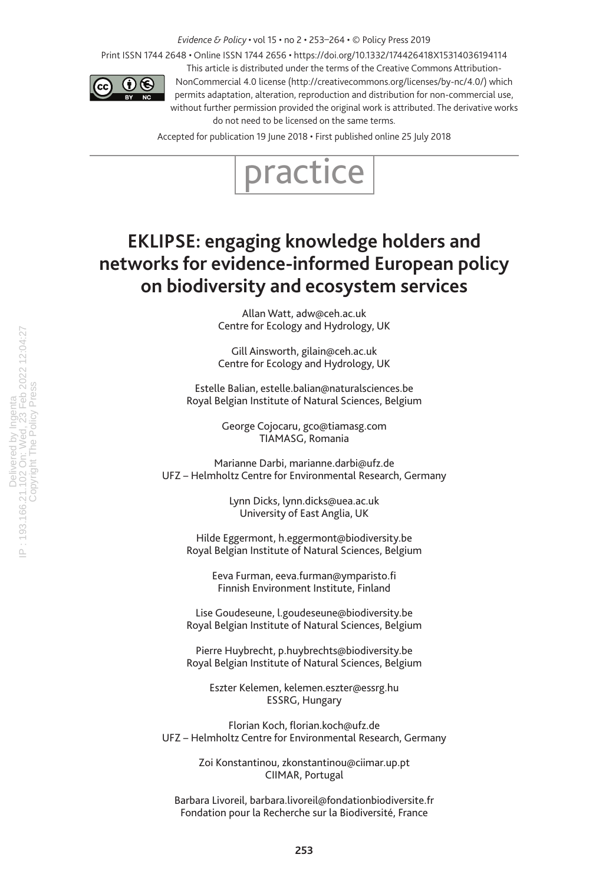*Evidence & Policy* • vol 15 • no 2 • 253–264 • © Policy Press 2019

Print ISSN 1744 2648 • Online ISSN 1744 2656 • https://doi.org/10.1332/174426418X15314036194114

This article is distributed under the terms of the Creative Commons Attribution-NonCommercial 4.0 license (http://creativecommons.org/licenses/by-nc/4.0/) which permits adaptation, alteration, reproduction and distribution for non-commercial use, without further permission provided the original work is attributed. The derivative works do not need to be licensed on the same terms.

Accepted for publication 19 June 2018 • First published online 25 July 2018

practice

# EKLIPSE: engaging knowledge holders and networks for evidence-informed European policy on biodiversity and ecosystem services

Allan Watt, adw@ceh.ac.uk
Centre for Ecology and Hydrology, UK

Gill Ainsworth, gilain@ceh.ac.uk
Centre for Ecology and Hydrology, UK

Estelle Balian, estelle.balian@naturalsciences.be
Royal Belgian Institute of Natural Sciences, Belgium

George Cojocaru, gco@tiamasg.com
TIAMASG, Romania

Marianne Darbi, marianne.darbi@ufz.de
UFZ – Helmholtz Centre for Environmental Research, Germany

Lynn Dicks, lynn.dicks@uea.ac.uk
University of East Anglia, UK

Hilde Eggermont, h.eggermont@biodiversity.be
Royal Belgian Institute of Natural Sciences, Belgium

Eeva Furman, eeva.furman@ymparisto.fi
Finnish Environment Institute, Finland

Lise Goudeseune, l.goudeseune@biodiversity.be
Royal Belgian Institute of Natural Sciences, Belgium

Pierre Huybrecht, p.huybrechts@biodiversity.be
Royal Belgian Institute of Natural Sciences, Belgium

Eszter Kelemen, kelemen.eszter@essrg.hu
ESSRG, Hungary

Florian Koch, florian.koch@ufz.de
UFZ – Helmholtz Centre for Environmental Research, Germany

Zoi Konstantinou, zkonstantinou@ciimar.up.pt
CIIMAR, Portugal

Barbara Livoreil, barbara.livoreil@fondationbiodiversite.fr
Fondation pour la Recherche sur la Biodiversité, France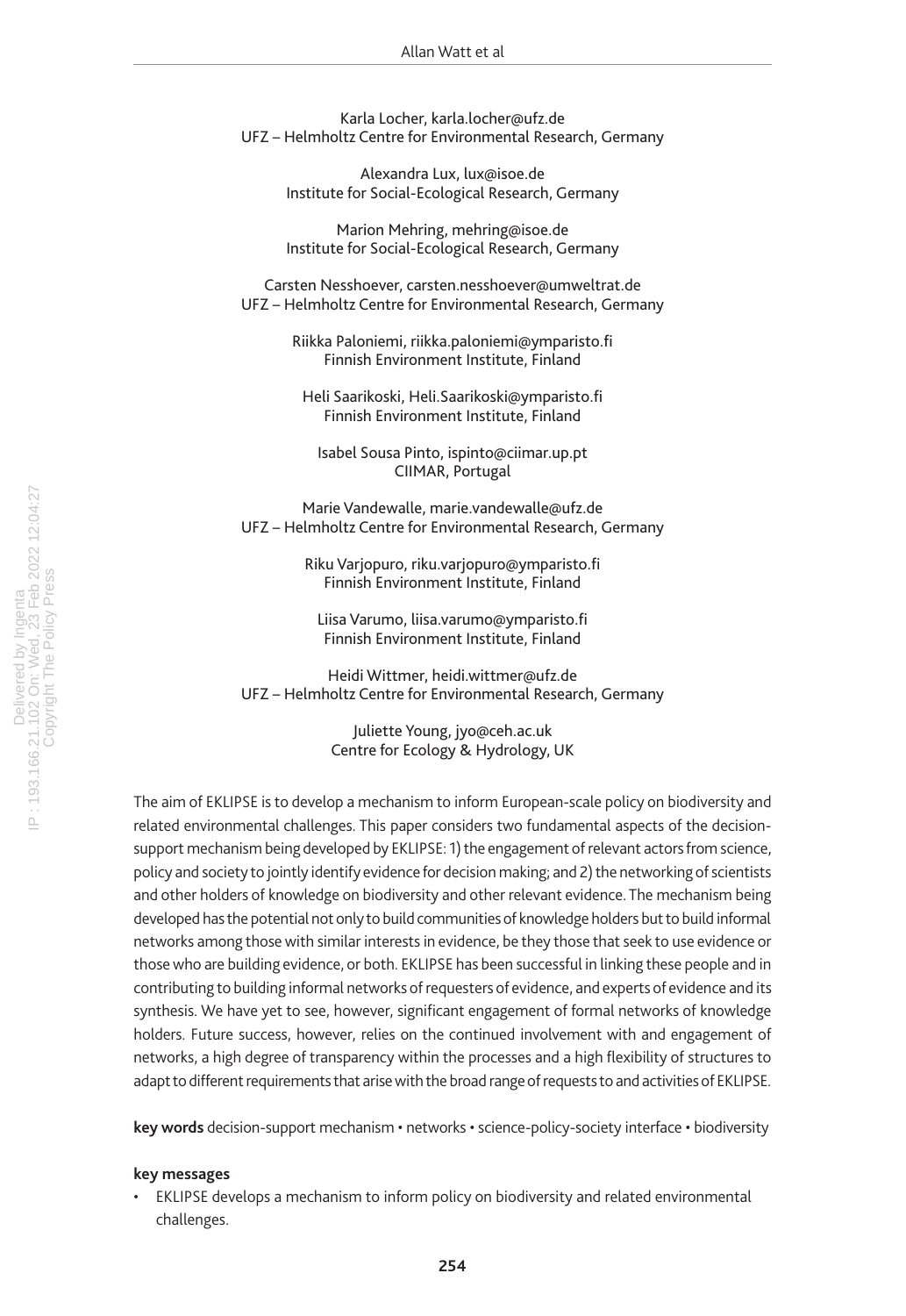Karla Locher, karla.locher@ufz.de
UFZ – Helmholtz Centre for Environmental Research, Germany

Alexandra Lux, lux@isoe.de
Institute for Social-Ecological Research, Germany

Marion Mehring, mehring@isoe.de
Institute for Social-Ecological Research, Germany

Carsten Nesshoever, carsten.nesshoever@umweltrat.de
UFZ – Helmholtz Centre for Environmental Research, Germany

Riikka Paloniemi, riikka.paloniemi@ymparisto.fi
Finnish Environment Institute, Finland

Heli Saarikoski, Heli.Saarikoski@ymparisto.fi
Finnish Environment Institute, Finland

Isabel Sousa Pinto, ispinto@ciimar.up.pt
CIIMAR, Portugal

Marie Vandewalle, marie.vandewalle@ufz.de
UFZ – Helmholtz Centre for Environmental Research, Germany

Riku Varjopuro, riku.varjopuro@ymparisto.fi
Finnish Environment Institute, Finland

Liisa Varumo, liisa.varumo@ymparisto.fi
Finnish Environment Institute, Finland

Heidi Wittmer, heidi.wittmer@ufz.de
UFZ – Helmholtz Centre for Environmental Research, Germany

Juliette Young, jyo@ceh.ac.uk
Centre for Ecology & Hydrology, UK

The aim of EKLIPSE is to develop a mechanism to inform European-scale policy on biodiversity and related environmental challenges. This paper considers two fundamental aspects of the decision-support mechanism being developed by EKLIPSE: 1) the engagement of relevant actors from science, policy and society to jointly identify evidence for decision making; and 2) the networking of scientists and other holders of knowledge on biodiversity and other relevant evidence. The mechanism being developed has the potential not only to build communities of knowledge holders but to build informal networks among those with similar interests in evidence, be they those that seek to use evidence or those who are building evidence, or both. EKLIPSE has been successful in linking these people and in contributing to building informal networks of requesters of evidence, and experts of evidence and its synthesis. We have yet to see, however, significant engagement of formal networks of knowledge holders. Future success, however, relies on the continued involvement with and engagement of networks, a high degree of transparency within the processes and a high flexibility of structures to adapt to different requirements that arise with the broad range of requests to and activities of EKLIPSE.

**key words** decision-support mechanism • networks • science-policy-society interface • biodiversity

**key messages**

- EKLIPSE develops a mechanism to inform policy on biodiversity and related environmental challenges.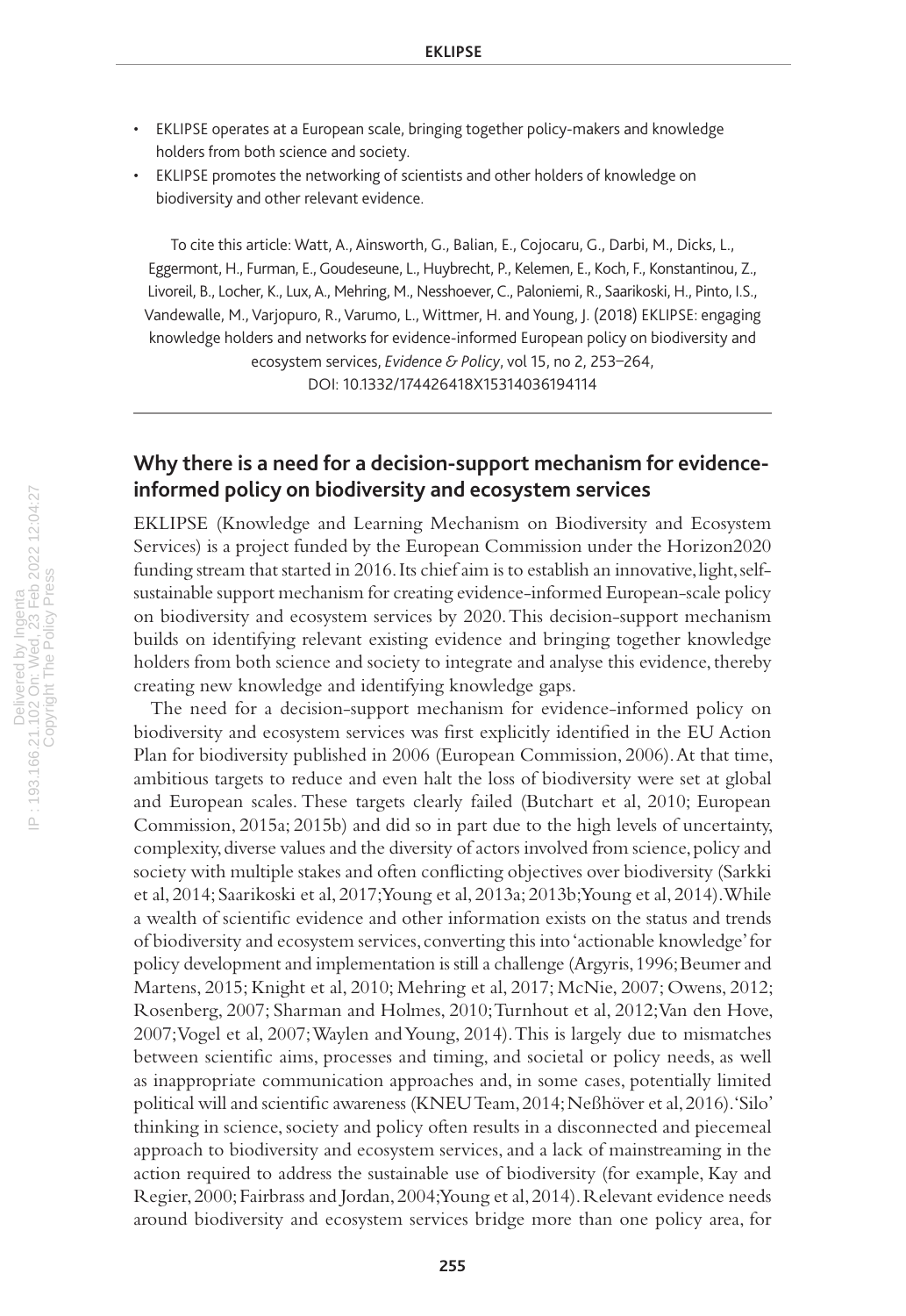- EKLIPSE operates at a European scale, bringing together policy-makers and knowledge holders from both science and society.
- EKLIPSE promotes the networking of scientists and other holders of knowledge on biodiversity and other relevant evidence.

To cite this article: Watt, A., Ainsworth, G., Balian, E., Cojocaru, G., Darbi, M., Dicks, L., Eggermont, H., Furman, E., Goudeseune, L., Huybrecht, P., Kelemen, E., Koch, F., Konstantinou, Z., Livoreil, B., Locher, K., Lux, A., Mehring, M., Nesshoever, C., Paloniemi, R., Saarikoski, H., Pinto, I.S., Vandewalle, M., Varjopuro, R., Varumo, L., Wittmer, H. and Young, J. (2018) EKLIPSE: engaging knowledge holders and networks for evidence-informed European policy on biodiversity and ecosystem services, *Evidence & Policy*, vol 15, no 2, 253–264, DOI: 10.1332/174426418X15314036194114

## Why there is a need for a decision-support mechanism for evidence-informed policy on biodiversity and ecosystem services

EKLIPSE (Knowledge and Learning Mechanism on Biodiversity and Ecosystem Services) is a project funded by the European Commission under the Horizon2020 funding stream that started in 2016. Its chief aim is to establish an innovative, light, self-sustainable support mechanism for creating evidence-informed European-scale policy on biodiversity and ecosystem services by 2020. This decision-support mechanism builds on identifying relevant existing evidence and bringing together knowledge holders from both science and society to integrate and analyse this evidence, thereby creating new knowledge and identifying knowledge gaps.

The need for a decision-support mechanism for evidence-informed policy on biodiversity and ecosystem services was first explicitly identified in the EU Action Plan for biodiversity published in 2006 (European Commission, 2006). At that time, ambitious targets to reduce and even halt the loss of biodiversity were set at global and European scales. These targets clearly failed (Butchart et al, 2010; European Commission, 2015a; 2015b) and did so in part due to the high levels of uncertainty, complexity, diverse values and the diversity of actors involved from science, policy and society with multiple stakes and often conflicting objectives over biodiversity (Sarkki et al, 2014; Saarikoski et al, 2017; Young et al, 2013a; 2013b; Young et al, 2014). While a wealth of scientific evidence and other information exists on the status and trends of biodiversity and ecosystem services, converting this into 'actionable knowledge' for policy development and implementation is still a challenge (Argyris, 1996; Beumer and Martens, 2015; Knight et al, 2010; Mehring et al, 2017; McNie, 2007; Owens, 2012; Rosenberg, 2007; Sharman and Holmes, 2010; Turnhout et al, 2012; Van den Hove, 2007; Vogel et al, 2007; Waylen and Young, 2014). This is largely due to mismatches between scientific aims, processes and timing, and societal or policy needs, as well as inappropriate communication approaches and, in some cases, potentially limited political will and scientific awareness (KNEU Team, 2014; Neßhöver et al, 2016). 'Silo' thinking in science, society and policy often results in a disconnected and piecemeal approach to biodiversity and ecosystem services, and a lack of mainstreaming in the action required to address the sustainable use of biodiversity (for example, Kay and Regier, 2000; Fairbrass and Jordan, 2004; Young et al, 2014). Relevant evidence needs around biodiversity and ecosystem services bridge more than one policy area, for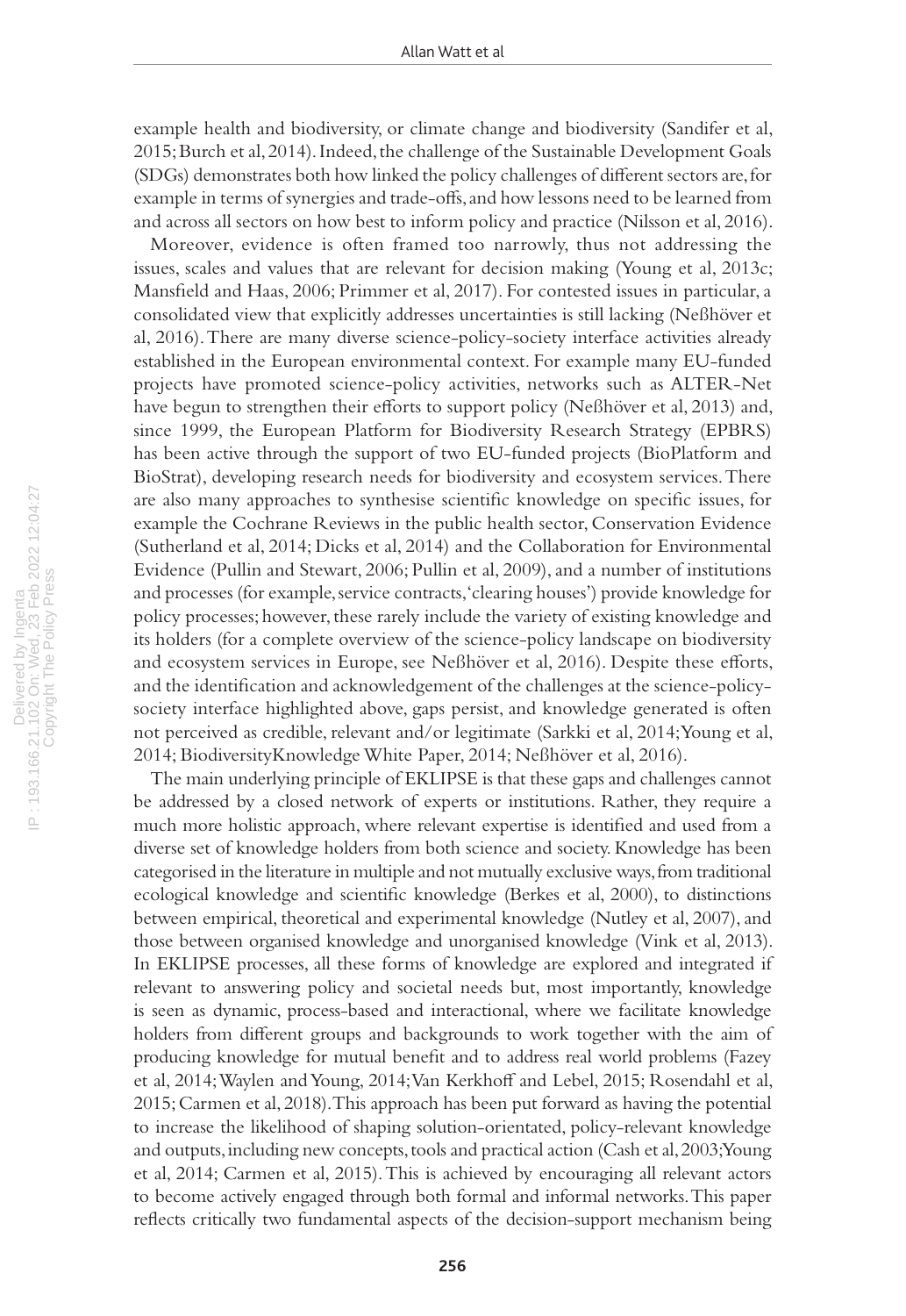example health and biodiversity, or climate change and biodiversity (Sandifer et al, 2015; Burch et al, 2014). Indeed, the challenge of the Sustainable Development Goals (SDGs) demonstrates both how linked the policy challenges of different sectors are, for example in terms of synergies and trade-offs, and how lessons need to be learned from and across all sectors on how best to inform policy and practice (Nilsson et al, 2016).

Moreover, evidence is often framed too narrowly, thus not addressing the issues, scales and values that are relevant for decision making (Young et al, 2013c; Mansfield and Haas, 2006; Primmer et al, 2017). For contested issues in particular, a consolidated view that explicitly addresses uncertainties is still lacking (Neßhöver et al, 2016). There are many diverse science-policy-society interface activities already established in the European environmental context. For example many EU-funded projects have promoted science-policy activities, networks such as ALTER-Net have begun to strengthen their efforts to support policy (Neßhöver et al, 2013) and, since 1999, the European Platform for Biodiversity Research Strategy (EPBRS) has been active through the support of two EU-funded projects (BioPlatform and BioStrat), developing research needs for biodiversity and ecosystem services. There are also many approaches to synthesise scientific knowledge on specific issues, for example the Cochrane Reviews in the public health sector, Conservation Evidence (Sutherland et al, 2014; Dicks et al, 2014) and the Collaboration for Environmental Evidence (Pullin and Stewart, 2006; Pullin et al, 2009), and a number of institutions and processes (for example, service contracts, 'clearing houses') provide knowledge for policy processes; however, these rarely include the variety of existing knowledge and its holders (for a complete overview of the science-policy landscape on biodiversity and ecosystem services in Europe, see Neßhöver et al, 2016). Despite these efforts, and the identification and acknowledgement of the challenges at the science-policy-society interface highlighted above, gaps persist, and knowledge generated is often not perceived as credible, relevant and/or legitimate (Sarkki et al, 2014; Young et al, 2014; BiodiversityKnowledge White Paper, 2014; Neßhöver et al, 2016).

The main underlying principle of EKLIPSE is that these gaps and challenges cannot be addressed by a closed network of experts or institutions. Rather, they require a much more holistic approach, where relevant expertise is identified and used from a diverse set of knowledge holders from both science and society. Knowledge has been categorised in the literature in multiple and not mutually exclusive ways, from traditional ecological knowledge and scientific knowledge (Berkes et al, 2000), to distinctions between empirical, theoretical and experimental knowledge (Nutley et al, 2007), and those between organised knowledge and unorganised knowledge (Vink et al, 2013). In EKLIPSE processes, all these forms of knowledge are explored and integrated if relevant to answering policy and societal needs but, most importantly, knowledge is seen as dynamic, process-based and interactional, where we facilitate knowledge holders from different groups and backgrounds to work together with the aim of producing knowledge for mutual benefit and to address real world problems (Fazey et al, 2014; Waylen and Young, 2014; Van Kerkhoff and Lebel, 2015; Rosendahl et al, 2015; Carmen et al, 2018). This approach has been put forward as having the potential to increase the likelihood of shaping solution-orientated, policy-relevant knowledge and outputs, including new concepts, tools and practical action (Cash et al, 2003; Young et al, 2014; Carmen et al, 2015). This is achieved by encouraging all relevant actors to become actively engaged through both formal and informal networks. This paper reflects critically two fundamental aspects of the decision-support mechanism being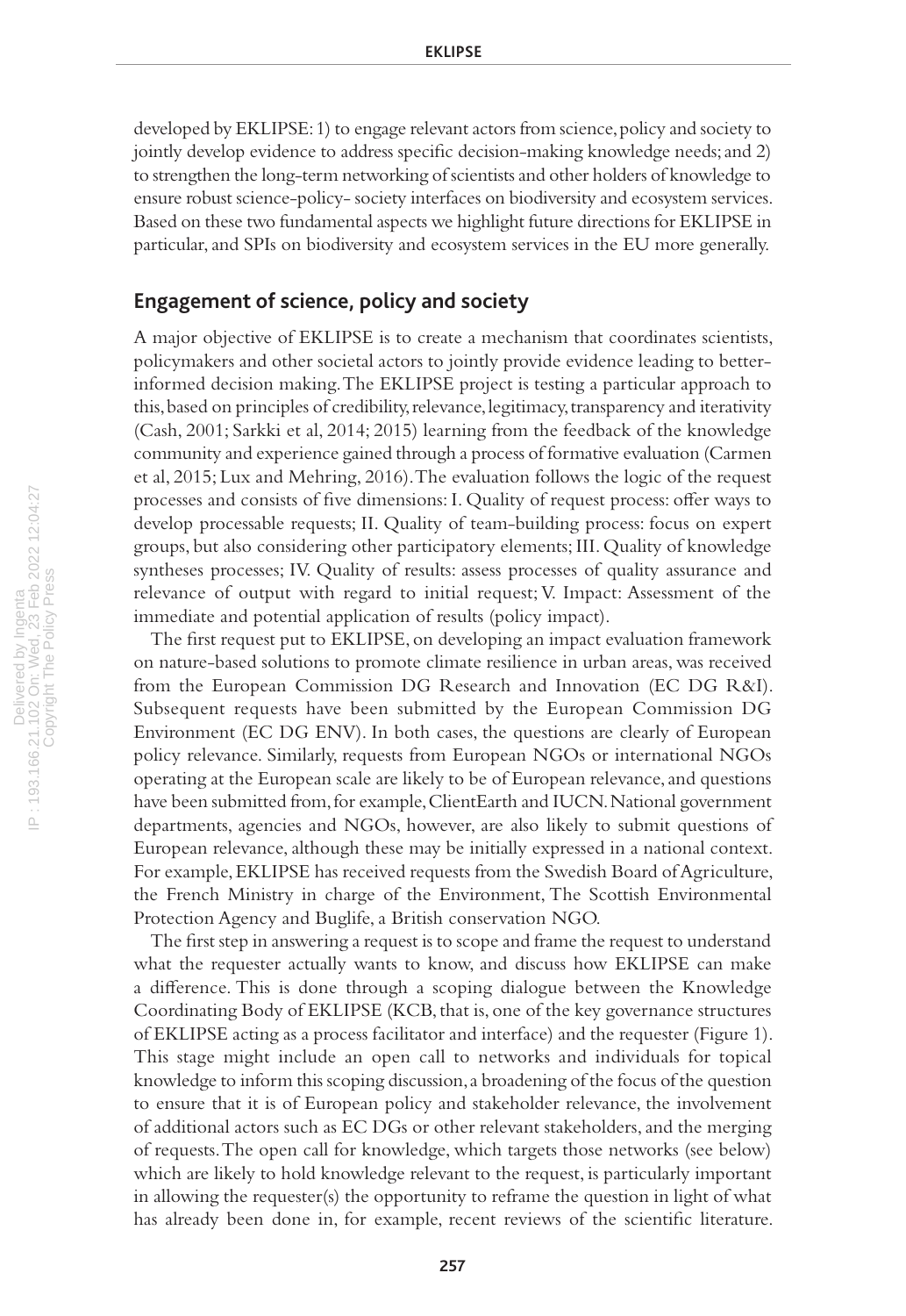developed by EKLIPSE: 1) to engage relevant actors from science, policy and society to jointly develop evidence to address specific decision-making knowledge needs; and 2) to strengthen the long-term networking of scientists and other holders of knowledge to ensure robust science-policy- society interfaces on biodiversity and ecosystem services. Based on these two fundamental aspects we highlight future directions for EKLIPSE in particular, and SPIs on biodiversity and ecosystem services in the EU more generally.

## Engagement of science, policy and society

A major objective of EKLIPSE is to create a mechanism that coordinates scientists, policymakers and other societal actors to jointly provide evidence leading to better-informed decision making. The EKLIPSE project is testing a particular approach to this, based on principles of credibility, relevance, legitimacy, transparency and iterativity (Cash, 2001; Sarkki et al, 2014; 2015) learning from the feedback of the knowledge community and experience gained through a process of formative evaluation (Carmen et al, 2015; Lux and Mehring, 2016). The evaluation follows the logic of the request processes and consists of five dimensions: I. Quality of request process: offer ways to develop processable requests; II. Quality of team-building process: focus on expert groups, but also considering other participatory elements; III. Quality of knowledge syntheses processes; IV. Quality of results: assess processes of quality assurance and relevance of output with regard to initial request; V. Impact: Assessment of the immediate and potential application of results (policy impact).

The first request put to EKLIPSE, on developing an impact evaluation framework on nature-based solutions to promote climate resilience in urban areas, was received from the European Commission DG Research and Innovation (EC DG R&I). Subsequent requests have been submitted by the European Commission DG Environment (EC DG ENV). In both cases, the questions are clearly of European policy relevance. Similarly, requests from European NGOs or international NGOs operating at the European scale are likely to be of European relevance, and questions have been submitted from, for example, ClientEarth and IUCN. National government departments, agencies and NGOs, however, are also likely to submit questions of European relevance, although these may be initially expressed in a national context. For example, EKLIPSE has received requests from the Swedish Board of Agriculture, the French Ministry in charge of the Environment, The Scottish Environmental Protection Agency and Buglife, a British conservation NGO.

The first step in answering a request is to scope and frame the request to understand what the requester actually wants to know, and discuss how EKLIPSE can make a difference. This is done through a scoping dialogue between the Knowledge Coordinating Body of EKLIPSE (KCB, that is, one of the key governance structures of EKLIPSE acting as a process facilitator and interface) and the requester (Figure 1). This stage might include an open call to networks and individuals for topical knowledge to inform this scoping discussion, a broadening of the focus of the question to ensure that it is of European policy and stakeholder relevance, the involvement of additional actors such as EC DGs or other relevant stakeholders, and the merging of requests. The open call for knowledge, which targets those networks (see below) which are likely to hold knowledge relevant to the request, is particularly important in allowing the requester(s) the opportunity to reframe the question in light of what has already been done in, for example, recent reviews of the scientific literature.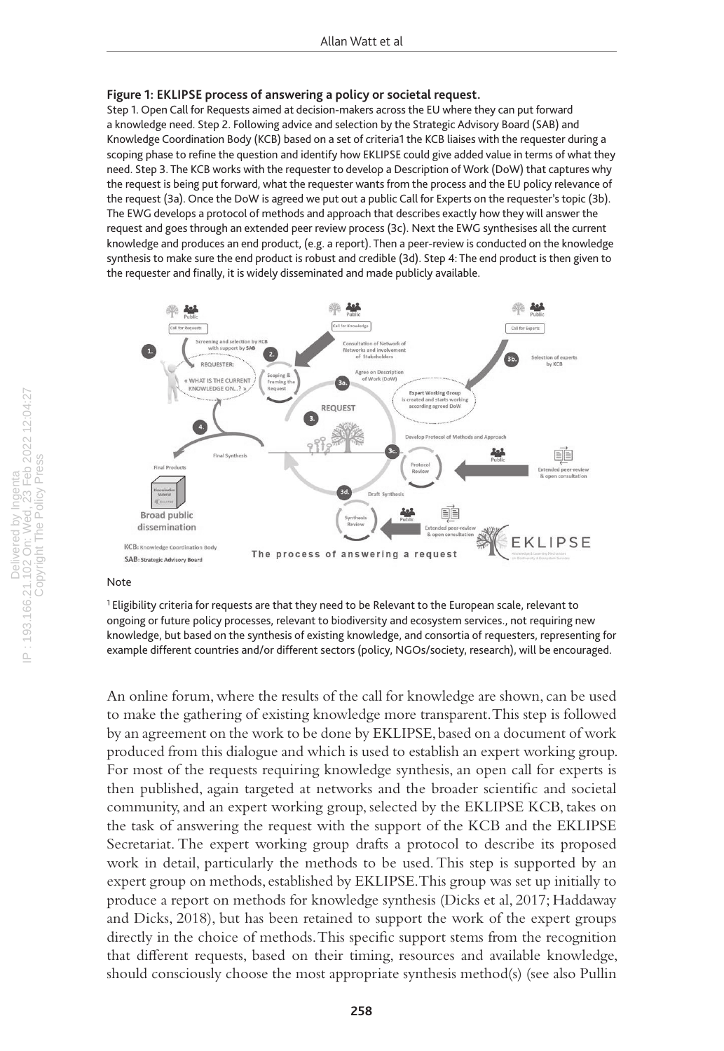**Figure 1: EKLIPSE process of answering a policy or societal request.**

Step 1. Open Call for Requests aimed at decision-makers across the EU where they can put forward a knowledge need. Step 2. Following advice and selection by the Strategic Advisory Board (SAB) and Knowledge Coordination Body (KCB) based on a set of criteria1 the KCB liaises with the requester during a scoping phase to refine the question and identify how EKLIPSE could give added value in terms of what they need. Step 3. The KCB works with the requester to develop a Description of Work (DoW) that captures why the request is being put forward, what the requester wants from the process and the EU policy relevance of the request (3a). Once the DoW is agreed we put out a public Call for Experts on the requester's topic (3b). The EWG develops a protocol of methods and approach that describes exactly how they will answer the request and goes through an extended peer review process (3c). Next the EWG synthesises all the current knowledge and produces an end product, (e.g. a report). Then a peer-review is conducted on the knowledge synthesis to make sure the end product is robust and credible (3d). Step 4: The end product is then given to the requester and finally, it is widely disseminated and made publicly available.

Note

[1] Eligibility criteria for requests are that they need to be Relevant to the European scale, relevant to ongoing or future policy processes, relevant to biodiversity and ecosystem services., not requiring new knowledge, but based on the synthesis of existing knowledge, and consortia of requesters, representing for example different countries and/or different sectors (policy, NGOs/society, research), will be encouraged.

An online forum, where the results of the call for knowledge are shown, can be used to make the gathering of existing knowledge more transparent. This step is followed by an agreement on the work to be done by EKLIPSE, based on a document of work produced from this dialogue and which is used to establish an expert working group. For most of the requests requiring knowledge synthesis, an open call for experts is then published, again targeted at networks and the broader scientific and societal community, and an expert working group, selected by the EKLIPSE KCB, takes on the task of answering the request with the support of the KCB and the EKLIPSE Secretariat. The expert working group drafts a protocol to describe its proposed work in detail, particularly the methods to be used. This step is supported by an expert group on methods, established by EKLIPSE. This group was set up initially to produce a report on methods for knowledge synthesis (Dicks et al, 2017; Haddaway and Dicks, 2018), but has been retained to support the work of the expert groups directly in the choice of methods. This specific support stems from the recognition that different requests, based on their timing, resources and available knowledge, should consciously choose the most appropriate synthesis method(s) (see also Pullin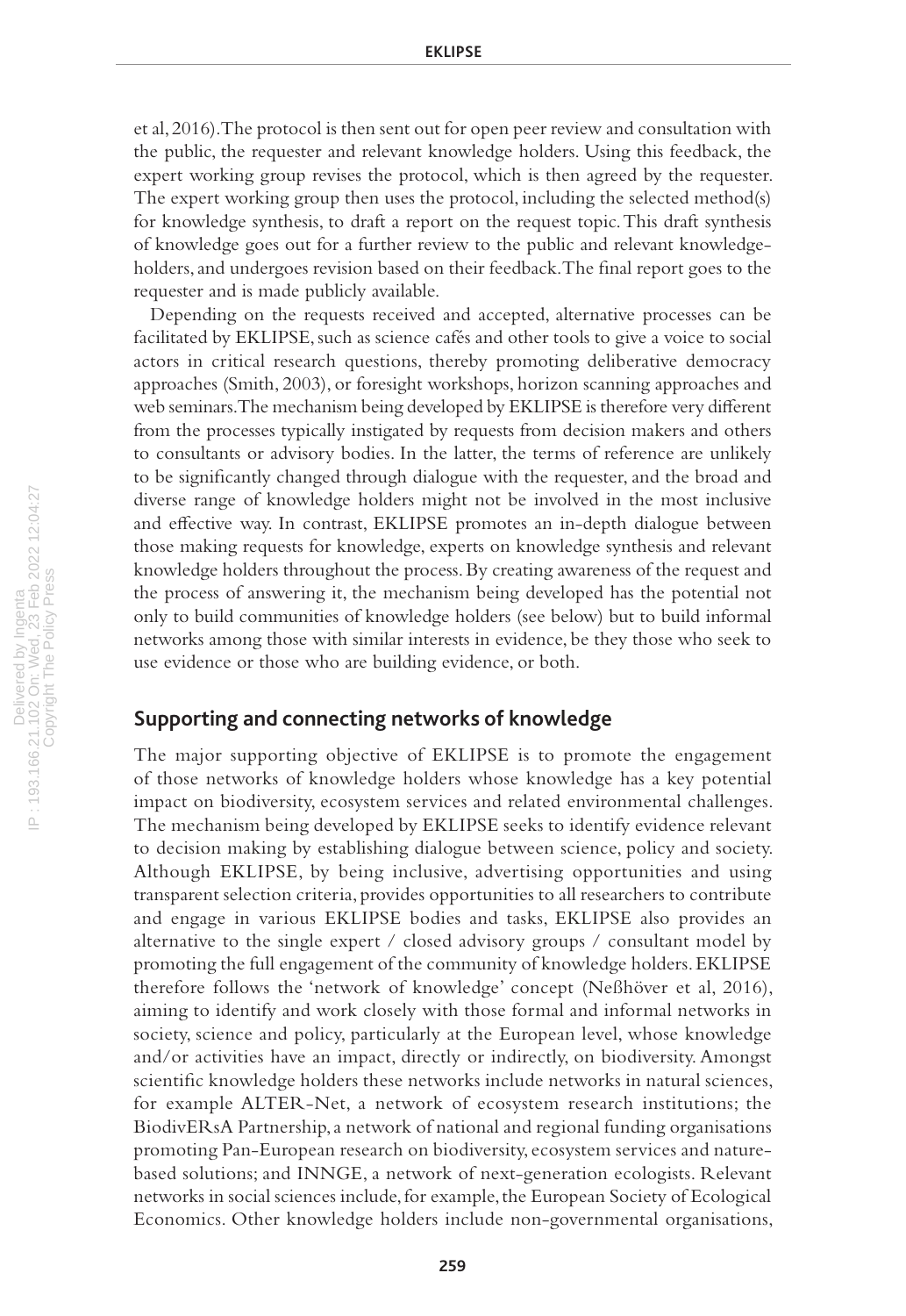et al, 2016). The protocol is then sent out for open peer review and consultation with the public, the requester and relevant knowledge holders. Using this feedback, the expert working group revises the protocol, which is then agreed by the requester. The expert working group then uses the protocol, including the selected method(s) for knowledge synthesis, to draft a report on the request topic. This draft synthesis of knowledge goes out for a further review to the public and relevant knowledge-holders, and undergoes revision based on their feedback. The final report goes to the requester and is made publicly available.

Depending on the requests received and accepted, alternative processes can be facilitated by EKLIPSE, such as science cafés and other tools to give a voice to social actors in critical research questions, thereby promoting deliberative democracy approaches (Smith, 2003), or foresight workshops, horizon scanning approaches and web seminars. The mechanism being developed by EKLIPSE is therefore very different from the processes typically instigated by requests from decision makers and others to consultants or advisory bodies. In the latter, the terms of reference are unlikely to be significantly changed through dialogue with the requester, and the broad and diverse range of knowledge holders might not be involved in the most inclusive and effective way. In contrast, EKLIPSE promotes an in-depth dialogue between those making requests for knowledge, experts on knowledge synthesis and relevant knowledge holders throughout the process. By creating awareness of the request and the process of answering it, the mechanism being developed has the potential not only to build communities of knowledge holders (see below) but to build informal networks among those with similar interests in evidence, be they those who seek to use evidence or those who are building evidence, or both.

## Supporting and connecting networks of knowledge

The major supporting objective of EKLIPSE is to promote the engagement of those networks of knowledge holders whose knowledge has a key potential impact on biodiversity, ecosystem services and related environmental challenges. The mechanism being developed by EKLIPSE seeks to identify evidence relevant to decision making by establishing dialogue between science, policy and society. Although EKLIPSE, by being inclusive, advertising opportunities and using transparent selection criteria, provides opportunities to all researchers to contribute and engage in various EKLIPSE bodies and tasks, EKLIPSE also provides an alternative to the single expert / closed advisory groups / consultant model by promoting the full engagement of the community of knowledge holders. EKLIPSE therefore follows the 'network of knowledge' concept (Neßhöver et al, 2016), aiming to identify and work closely with those formal and informal networks in society, science and policy, particularly at the European level, whose knowledge and/or activities have an impact, directly or indirectly, on biodiversity. Amongst scientific knowledge holders these networks include networks in natural sciences, for example ALTER-Net, a network of ecosystem research institutions; the BiodivERsA Partnership, a network of national and regional funding organisations promoting Pan-European research on biodiversity, ecosystem services and nature-based solutions; and INNGE, a network of next-generation ecologists. Relevant networks in social sciences include, for example, the European Society of Ecological Economics. Other knowledge holders include non-governmental organisations,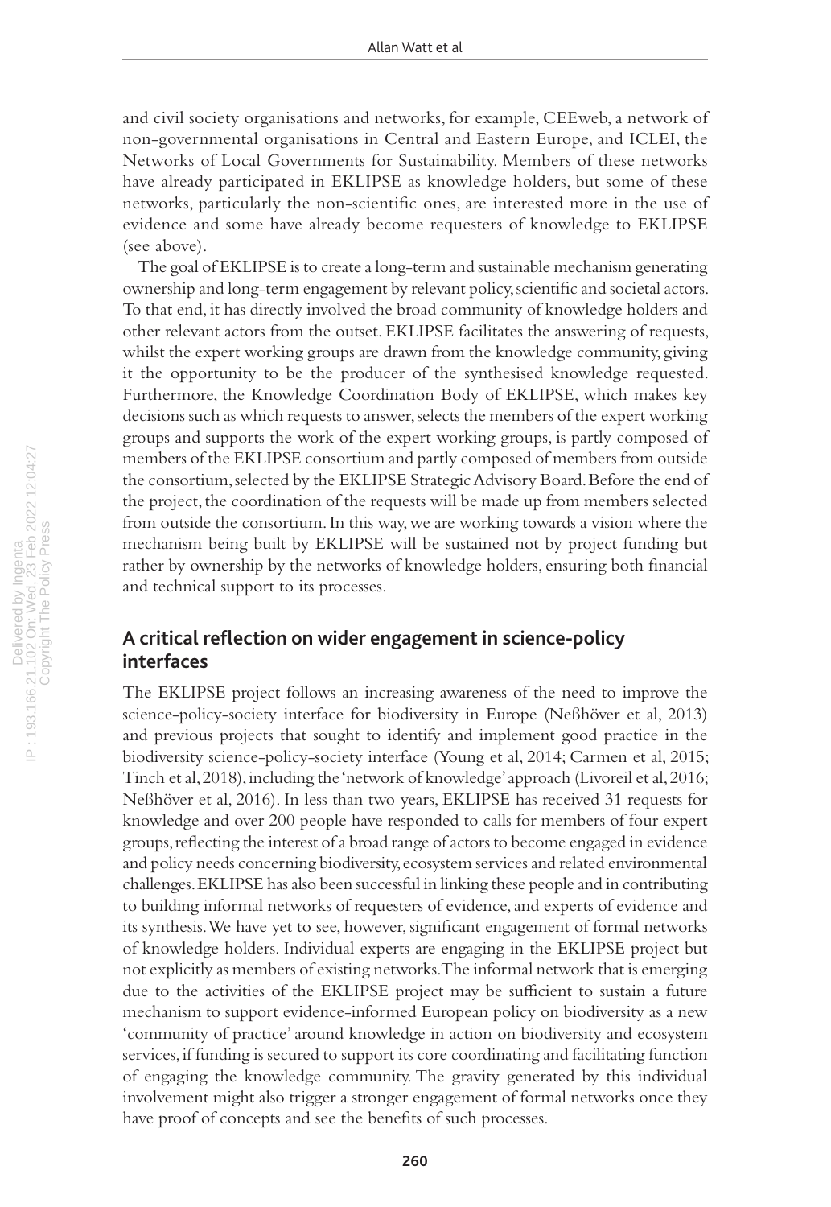and civil society organisations and networks, for example, CEEweb, a network of non-governmental organisations in Central and Eastern Europe, and ICLEI, the Networks of Local Governments for Sustainability. Members of these networks have already participated in EKLIPSE as knowledge holders, but some of these networks, particularly the non-scientific ones, are interested more in the use of evidence and some have already become requesters of knowledge to EKLIPSE (see above).

The goal of EKLIPSE is to create a long-term and sustainable mechanism generating ownership and long-term engagement by relevant policy, scientific and societal actors. To that end, it has directly involved the broad community of knowledge holders and other relevant actors from the outset. EKLIPSE facilitates the answering of requests, whilst the expert working groups are drawn from the knowledge community, giving it the opportunity to be the producer of the synthesised knowledge requested. Furthermore, the Knowledge Coordination Body of EKLIPSE, which makes key decisions such as which requests to answer, selects the members of the expert working groups and supports the work of the expert working groups, is partly composed of members of the EKLIPSE consortium and partly composed of members from outside the consortium, selected by the EKLIPSE Strategic Advisory Board. Before the end of the project, the coordination of the requests will be made up from members selected from outside the consortium. In this way, we are working towards a vision where the mechanism being built by EKLIPSE will be sustained not by project funding but rather by ownership by the networks of knowledge holders, ensuring both financial and technical support to its processes.

## A critical reflection on wider engagement in science-policy interfaces

The EKLIPSE project follows an increasing awareness of the need to improve the science-policy-society interface for biodiversity in Europe (Neßhöver et al, 2013) and previous projects that sought to identify and implement good practice in the biodiversity science-policy-society interface (Young et al, 2014; Carmen et al, 2015; Tinch et al, 2018), including the 'network of knowledge' approach (Livoreil et al, 2016; Neßhöver et al, 2016). In less than two years, EKLIPSE has received 31 requests for knowledge and over 200 people have responded to calls for members of four expert groups, reflecting the interest of a broad range of actors to become engaged in evidence and policy needs concerning biodiversity, ecosystem services and related environmental challenges. EKLIPSE has also been successful in linking these people and in contributing to building informal networks of requesters of evidence, and experts of evidence and its synthesis. We have yet to see, however, significant engagement of formal networks of knowledge holders. Individual experts are engaging in the EKLIPSE project but not explicitly as members of existing networks. The informal network that is emerging due to the activities of the EKLIPSE project may be sufficient to sustain a future mechanism to support evidence-informed European policy on biodiversity as a new 'community of practice' around knowledge in action on biodiversity and ecosystem services, if funding is secured to support its core coordinating and facilitating function of engaging the knowledge community. The gravity generated by this individual involvement might also trigger a stronger engagement of formal networks once they have proof of concepts and see the benefits of such processes.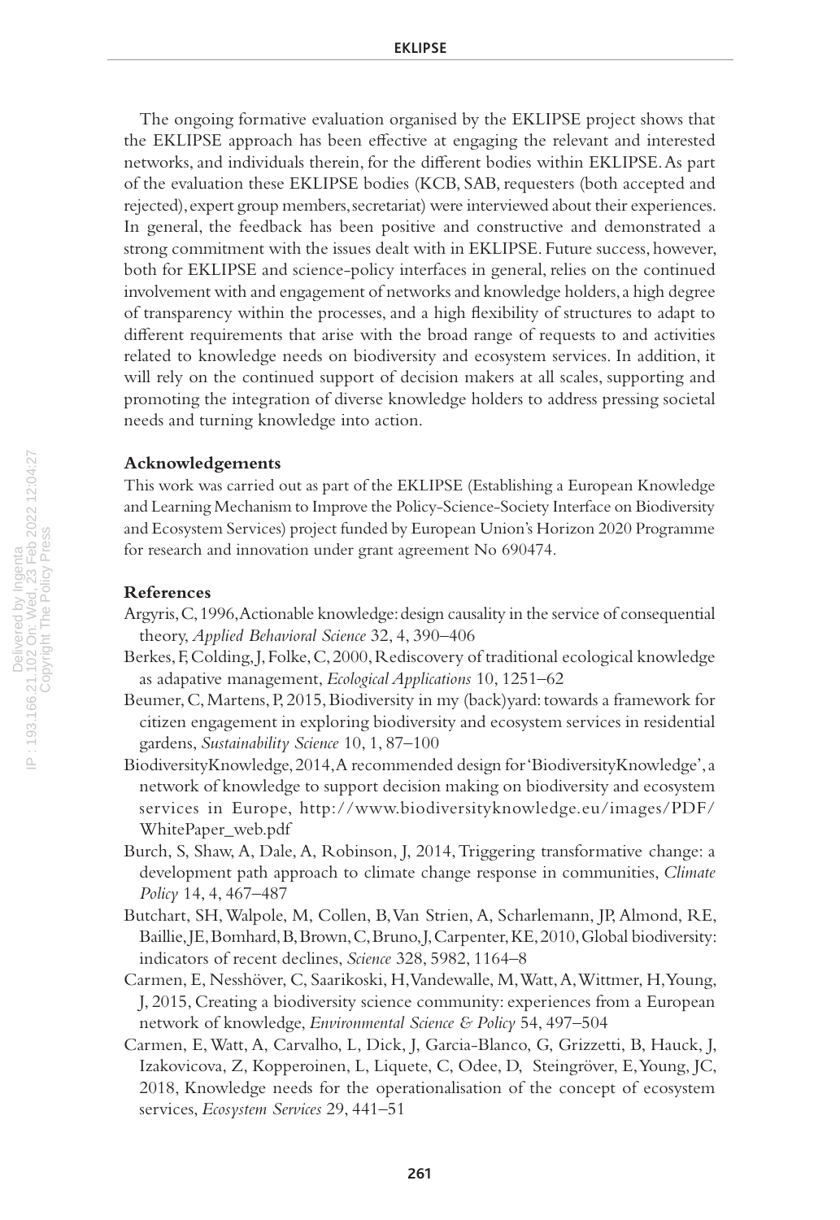The ongoing formative evaluation organised by the EKLIPSE project shows that the EKLIPSE approach has been effective at engaging the relevant and interested networks, and individuals therein, for the different bodies within EKLIPSE. As part of the evaluation these EKLIPSE bodies (KCB, SAB, requesters (both accepted and rejected), expert group members, secretariat) were interviewed about their experiences. In general, the feedback has been positive and constructive and demonstrated a strong commitment with the issues dealt with in EKLIPSE. Future success, however, both for EKLIPSE and science-policy interfaces in general, relies on the continued involvement with and engagement of networks and knowledge holders, a high degree of transparency within the processes, and a high flexibility of structures to adapt to different requirements that arise with the broad range of requests to and activities related to knowledge needs on biodiversity and ecosystem services. In addition, it will rely on the continued support of decision makers at all scales, supporting and promoting the integration of diverse knowledge holders to address pressing societal needs and turning knowledge into action.

### Acknowledgements

This work was carried out as part of the EKLIPSE (Establishing a European Knowledge and Learning Mechanism to Improve the Policy-Science-Society Interface on Biodiversity and Ecosystem Services) project funded by European Union's Horizon 2020 Programme for research and innovation under grant agreement No 690474.

### References

Argyris, C, 1996, Actionable knowledge: design causality in the service of consequential theory, *Applied Behavioral Science* 32, 4, 390–406

Berkes, F, Colding, J, Folke, C, 2000, Rediscovery of traditional ecological knowledge as adapative management, *Ecological Applications* 10, 1251–62

Beumer, C, Martens, P, 2015, Biodiversity in my (back)yard: towards a framework for citizen engagement in exploring biodiversity and ecosystem services in residential gardens, *Sustainability Science* 10, 1, 87–100

BiodiversityKnowledge, 2014, A recommended design for 'BiodiversityKnowledge', a network of knowledge to support decision making on biodiversity and ecosystem services in Europe, http://www.biodiversityknowledge.eu/images/PDF/WhitePaper_web.pdf

Burch, S, Shaw, A, Dale, A, Robinson, J, 2014, Triggering transformative change: a development path approach to climate change response in communities, *Climate Policy* 14, 4, 467–487

Butchart, SH, Walpole, M, Collen, B, Van Strien, A, Scharlemann, JP, Almond, RE, Baillie, JE, Bomhard, B, Brown, C, Bruno, J, Carpenter, KE, 2010, Global biodiversity: indicators of recent declines, *Science* 328, 5982, 1164–8

Carmen, E, Nesshöver, C, Saarikoski, H, Vandewalle, M, Watt, A, Wittmer, H, Young, J, 2015, Creating a biodiversity science community: experiences from a European network of knowledge, *Environmental Science & Policy* 54, 497–504

Carmen, E, Watt, A, Carvalho, L, Dick, J, Garcia-Blanco, G, Grizzetti, B, Hauck, J, Izakovicova, Z, Kopperoinen, L, Liquete, C, Odee, D, Steingröver, E, Young, JC, 2018, Knowledge needs for the operationalisation of the concept of ecosystem services, *Ecosystem Services* 29, 441–51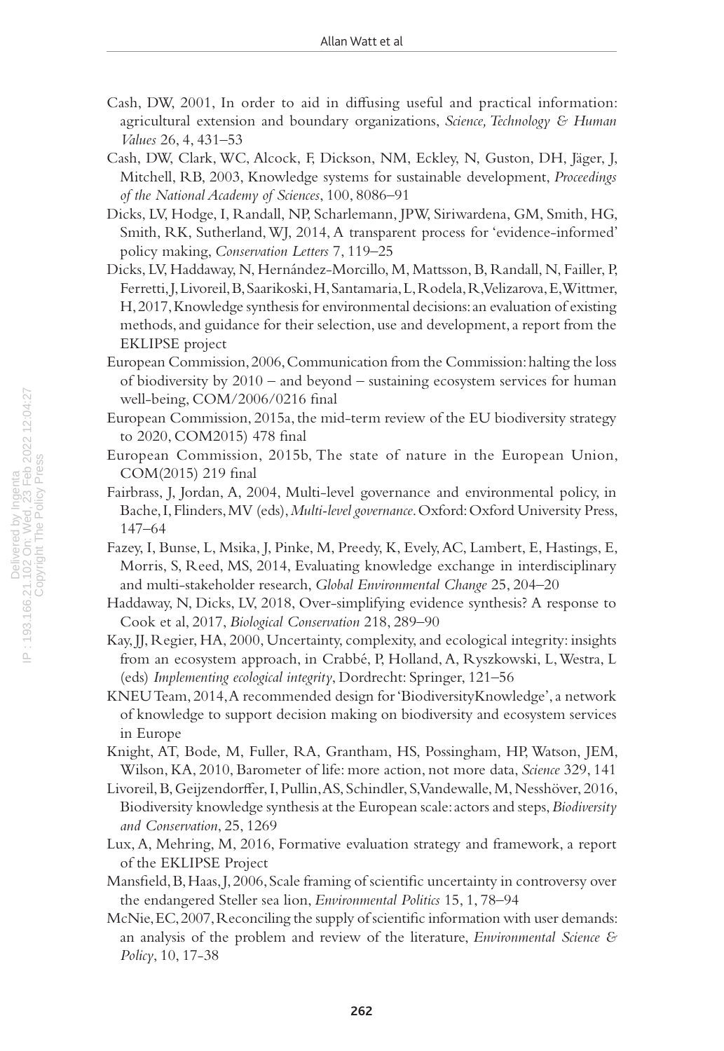Cash, DW, 2001, In order to aid in diffusing useful and practical information: agricultural extension and boundary organizations, *Science, Technology & Human Values* 26, 4, 431–53

Cash, DW, Clark, WC, Alcock, F, Dickson, NM, Eckley, N, Guston, DH, Jäger, J, Mitchell, RB, 2003, Knowledge systems for sustainable development, *Proceedings of the National Academy of Sciences*, 100, 8086–91

Dicks, LV, Hodge, I, Randall, NP, Scharlemann, JPW, Siriwardena, GM, Smith, HG, Smith, RK, Sutherland, WJ, 2014, A transparent process for 'evidence-informed' policy making, *Conservation Letters* 7, 119–25

Dicks, LV, Haddaway, N, Hernández-Morcillo, M, Mattsson, B, Randall, N, Failler, P, Ferretti, J, Livoreil, B, Saarikoski, H, Santamaria, L, Rodela, R, Velizarova, E, Wittmer, H, 2017, Knowledge synthesis for environmental decisions: an evaluation of existing methods, and guidance for their selection, use and development, a report from the EKLIPSE project

European Commission, 2006, Communication from the Commission: halting the loss of biodiversity by 2010 – and beyond – sustaining ecosystem services for human well-being, COM/2006/0216 final

European Commission, 2015a, the mid-term review of the EU biodiversity strategy to 2020, COM2015) 478 final

European Commission, 2015b, The state of nature in the European Union, COM(2015) 219 final

Fairbrass, J, Jordan, A, 2004, Multi-level governance and environmental policy, in Bache, I, Flinders, MV (eds), *Multi-level governance*. Oxford: Oxford University Press, 147–64

Fazey, I, Bunse, L, Msika, J, Pinke, M, Preedy, K, Evely, AC, Lambert, E, Hastings, E, Morris, S, Reed, MS, 2014, Evaluating knowledge exchange in interdisciplinary and multi-stakeholder research, *Global Environmental Change* 25, 204–20

Haddaway, N, Dicks, LV, 2018, Over-simplifying evidence synthesis? A response to Cook et al, 2017, *Biological Conservation* 218, 289–90

Kay, JJ, Regier, HA, 2000, Uncertainty, complexity, and ecological integrity: insights from an ecosystem approach, in Crabbé, P, Holland, A, Ryszkowski, L, Westra, L (eds) *Implementing ecological integrity*, Dordrecht: Springer, 121–56

KNEU Team, 2014, A recommended design for 'BiodiversityKnowledge', a network of knowledge to support decision making on biodiversity and ecosystem services in Europe

Knight, AT, Bode, M, Fuller, RA, Grantham, HS, Possingham, HP, Watson, JEM, Wilson, KA, 2010, Barometer of life: more action, not more data, *Science* 329, 141

Livoreil, B, Geijzendorffer, I, Pullin, AS, Schindler, S, Vandewalle, M, Nesshöver, 2016, Biodiversity knowledge synthesis at the European scale: actors and steps, *Biodiversity and Conservation*, 25, 1269

Lux, A, Mehring, M, 2016, Formative evaluation strategy and framework, a report of the EKLIPSE Project

Mansfield, B, Haas, J, 2006, Scale framing of scientific uncertainty in controversy over the endangered Steller sea lion, *Environmental Politics* 15, 1, 78–94

McNie, EC, 2007, Reconciling the supply of scientific information with user demands: an analysis of the problem and review of the literature, *Environmental Science & Policy*, 10, 17-38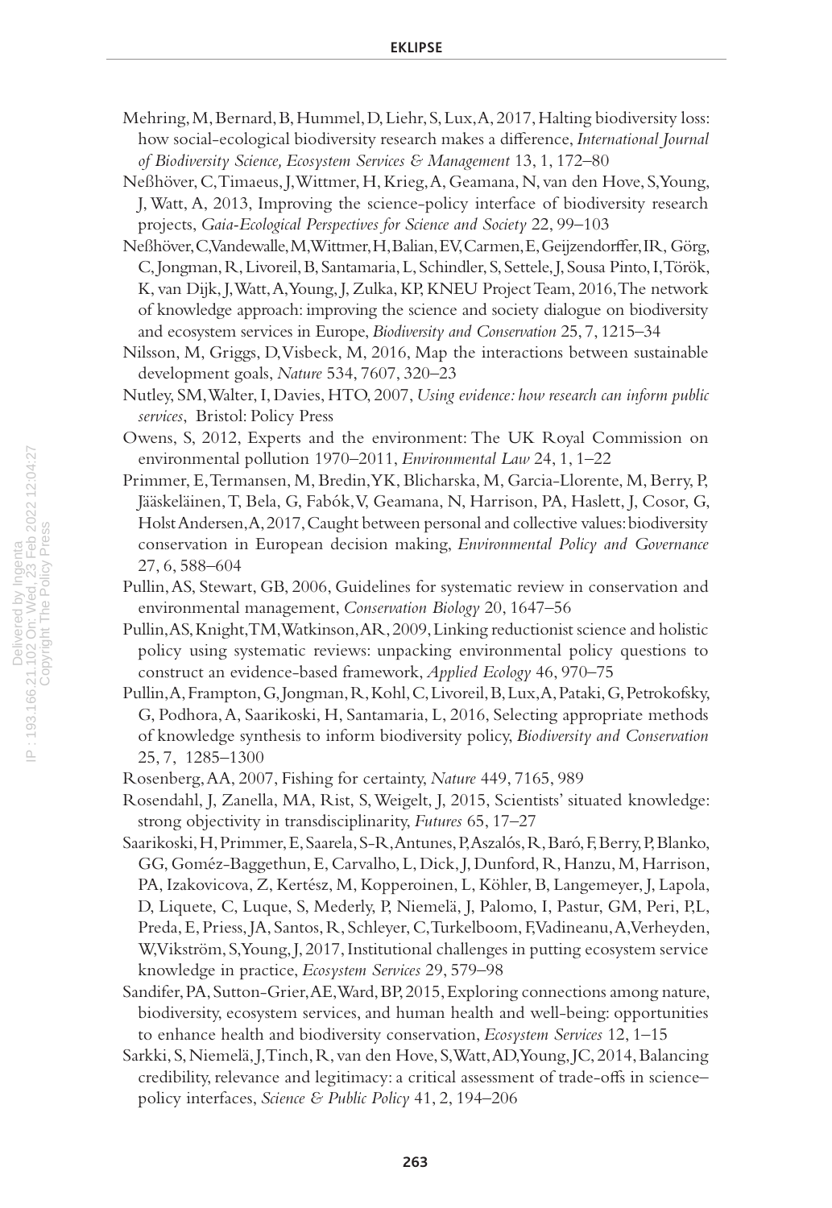Mehring, M, Bernard, B, Hummel, D, Liehr, S, Lux, A, 2017, Halting biodiversity loss: how social-ecological biodiversity research makes a difference, *International Journal of Biodiversity Science, Ecosystem Services & Management* 13, 1, 172–80

Neßhöver, C, Timaeus, J, Wittmer, H, Krieg, A, Geamana, N, van den Hove, S, Young, J, Watt, A, 2013, Improving the science-policy interface of biodiversity research projects, *Gaia-Ecological Perspectives for Science and Society* 22, 99–103

Neßhöver, C, Vandewalle, M, Wittmer, H, Balian, EV, Carmen, E, Geijzendorffer, IR, Görg, C, Jongman, R, Livoreil, B, Santamaria, L, Schindler, S, Settele, J, Sousa Pinto, I, Török, K, van Dijk, J, Watt, A, Young, J, Zulka, KP, KNEU Project Team, 2016, The network of knowledge approach: improving the science and society dialogue on biodiversity and ecosystem services in Europe, *Biodiversity and Conservation* 25, 7, 1215–34

Nilsson, M, Griggs, D, Visbeck, M, 2016, Map the interactions between sustainable development goals, *Nature* 534, 7607, 320–23

Nutley, SM, Walter, I, Davies, HTO, 2007, *Using evidence: how research can inform public services*, Bristol: Policy Press

Owens, S, 2012, Experts and the environment: The UK Royal Commission on environmental pollution 1970–2011, *Environmental Law* 24, 1, 1–22

Primmer, E, Termansen, M, Bredin, YK, Blicharska, M, Garcia-Llorente, M, Berry, P, Jääskeläinen, T, Bela, G, Fabók, V, Geamana, N, Harrison, PA, Haslett, J, Cosor, G, Holst Andersen, A, 2017, Caught between personal and collective values: biodiversity conservation in European decision making, *Environmental Policy and Governance* 27, 6, 588–604

Pullin, AS, Stewart, GB, 2006, Guidelines for systematic review in conservation and environmental management, *Conservation Biology* 20, 1647–56

Pullin, AS, Knight, TM, Watkinson, AR, 2009, Linking reductionist science and holistic policy using systematic reviews: unpacking environmental policy questions to construct an evidence-based framework, *Applied Ecology* 46, 970–75

Pullin, A, Frampton, G, Jongman, R, Kohl, C, Livoreil, B, Lux, A, Pataki, G, Petrokofsky, G, Podhora, A, Saarikoski, H, Santamaria, L, 2016, Selecting appropriate methods of knowledge synthesis to inform biodiversity policy, *Biodiversity and Conservation* 25, 7, 1285–1300

Rosenberg, AA, 2007, Fishing for certainty, *Nature* 449, 7165, 989

Rosendahl, J, Zanella, MA, Rist, S, Weigelt, J, 2015, Scientists' situated knowledge: strong objectivity in transdisciplinarity, *Futures* 65, 17–27

Saarikoski, H, Primmer, E, Saarela, S-R, Antunes, P, Aszalós, R, Baró, F, Berry, P, Blanko, GG, Goméz-Baggethun, E, Carvalho, L, Dick, J, Dunford, R, Hanzu, M, Harrison, PA, Izakovicova, Z, Kertész, M, Kopperoinen, L, Köhler, B, Langemeyer, J, Lapola, D, Liquete, C, Luque, S, Mederly, P, Niemelä, J, Palomo, I, Pastur, GM, Peri, P,L, Preda, E, Priess, JA, Santos, R, Schleyer, C, Turkelboom, F, Vadineanu, A, Verheyden, W, Vikström, S, Young, J, 2017, Institutional challenges in putting ecosystem service knowledge in practice, *Ecosystem Services* 29, 579–98

Sandifer, PA, Sutton-Grier, AE, Ward, BP, 2015, Exploring connections among nature, biodiversity, ecosystem services, and human health and well-being: opportunities to enhance health and biodiversity conservation, *Ecosystem Services* 12, 1–15

Sarkki, S, Niemelä, J, Tinch, R, van den Hove, S, Watt, AD, Young, JC, 2014, Balancing credibility, relevance and legitimacy: a critical assessment of trade-offs in science–policy interfaces, *Science & Public Policy* 41, 2, 194–206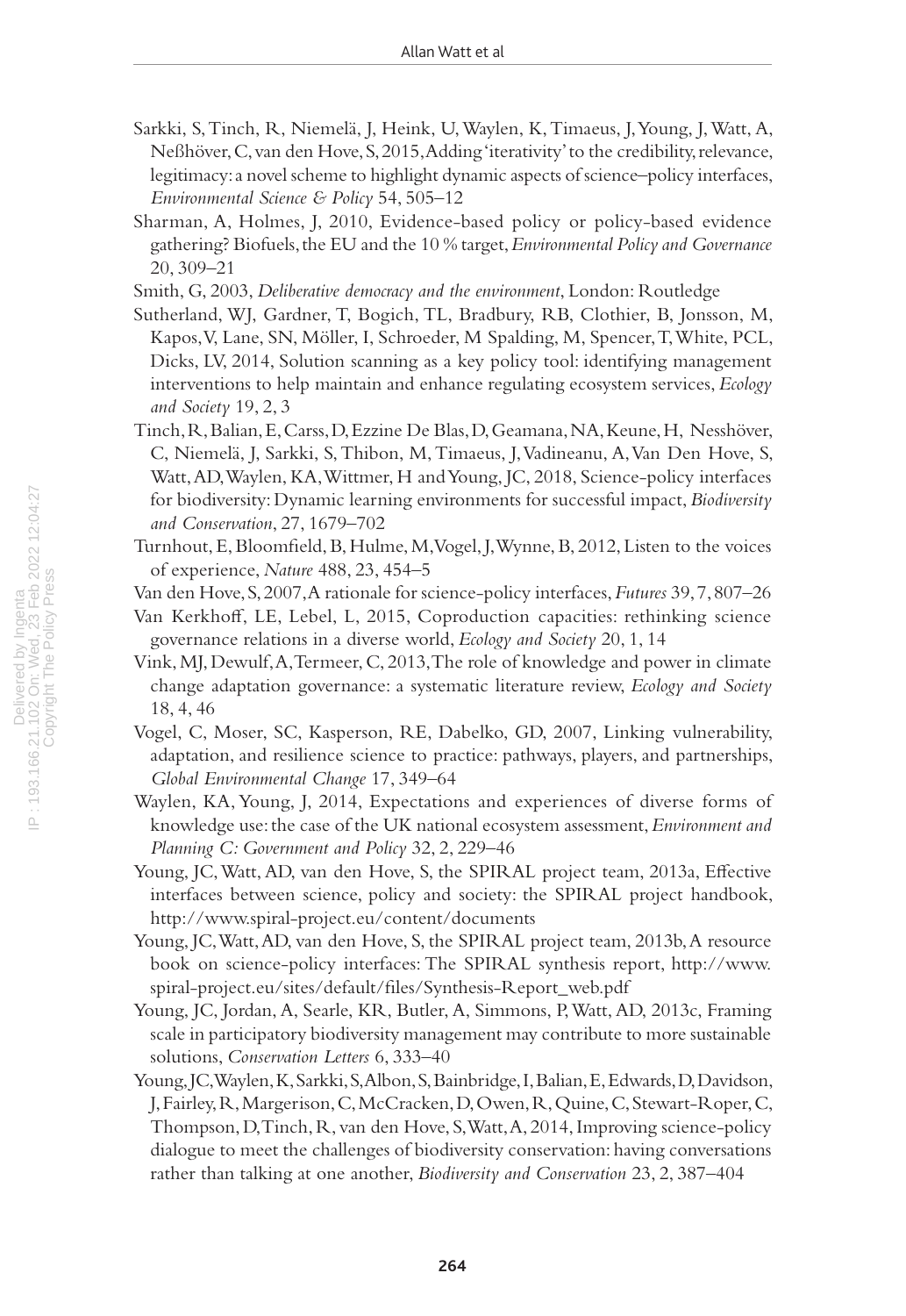Sarkki, S, Tinch, R, Niemelä, J, Heink, U, Waylen, K, Timaeus, J, Young, J, Watt, A, Neßhöver, C, van den Hove, S, 2015, Adding 'iterativity' to the credibility, relevance, legitimacy: a novel scheme to highlight dynamic aspects of science–policy interfaces, *Environmental Science & Policy* 54, 505–12

Sharman, A, Holmes, J, 2010, Evidence-based policy or policy-based evidence gathering? Biofuels, the EU and the 10 % target, *Environmental Policy and Governance* 20, 309–21

Smith, G, 2003, *Deliberative democracy and the environment*, London: Routledge

Sutherland, WJ, Gardner, T, Bogich, TL, Bradbury, RB, Clothier, B, Jonsson, M, Kapos, V, Lane, SN, Möller, I, Schroeder, M Spalding, M, Spencer, T, White, PCL, Dicks, LV, 2014, Solution scanning as a key policy tool: identifying management interventions to help maintain and enhance regulating ecosystem services, *Ecology and Society* 19, 2, 3

Tinch, R, Balian, E, Carss, D, Ezzine De Blas, D, Geamana, NA, Keune, H, Nesshöver, C, Niemelä, J, Sarkki, S, Thibon, M, Timaeus, J, Vadineanu, A, Van Den Hove, S, Watt, AD, Waylen, KA, Wittmer, H and Young, JC, 2018, Science-policy interfaces for biodiversity: Dynamic learning environments for successful impact, *Biodiversity and Conservation*, 27, 1679–702

Turnhout, E, Bloomfield, B, Hulme, M, Vogel, J, Wynne, B, 2012, Listen to the voices of experience, *Nature* 488, 23, 454–5

Van den Hove, S, 2007, A rationale for science-policy interfaces, *Futures* 39, 7, 807–26

Van Kerkhoff, LE, Lebel, L, 2015, Coproduction capacities: rethinking science governance relations in a diverse world, *Ecology and Society* 20, 1, 14

Vink, MJ, Dewulf, A, Termeer, C, 2013, The role of knowledge and power in climate change adaptation governance: a systematic literature review, *Ecology and Society* 18, 4, 46

Vogel, C, Moser, SC, Kasperson, RE, Dabelko, GD, 2007, Linking vulnerability, adaptation, and resilience science to practice: pathways, players, and partnerships, *Global Environmental Change* 17, 349–64

Waylen, KA, Young, J, 2014, Expectations and experiences of diverse forms of knowledge use: the case of the UK national ecosystem assessment, *Environment and Planning C: Government and Policy* 32, 2, 229–46

Young, JC, Watt, AD, van den Hove, S, the SPIRAL project team, 2013a, Effective interfaces between science, policy and society: the SPIRAL project handbook, http://www.spiral-project.eu/content/documents

Young, JC, Watt, AD, van den Hove, S, the SPIRAL project team, 2013b, A resource book on science-policy interfaces: The SPIRAL synthesis report, http://www.spiral-project.eu/sites/default/files/Synthesis-Report_web.pdf

Young, JC, Jordan, A, Searle, KR, Butler, A, Simmons, P, Watt, AD, 2013c, Framing scale in participatory biodiversity management may contribute to more sustainable solutions, *Conservation Letters* 6, 333–40

Young, JC, Waylen, K, Sarkki, S, Albon, S, Bainbridge, I, Balian, E, Edwards, D, Davidson, J, Fairley, R, Margerison, C, McCracken, D, Owen, R, Quine, C, Stewart-Roper, C, Thompson, D, Tinch, R, van den Hove, S, Watt, A, 2014, Improving science-policy dialogue to meet the challenges of biodiversity conservation: having conversations rather than talking at one another, *Biodiversity and Conservation* 23, 2, 387–404